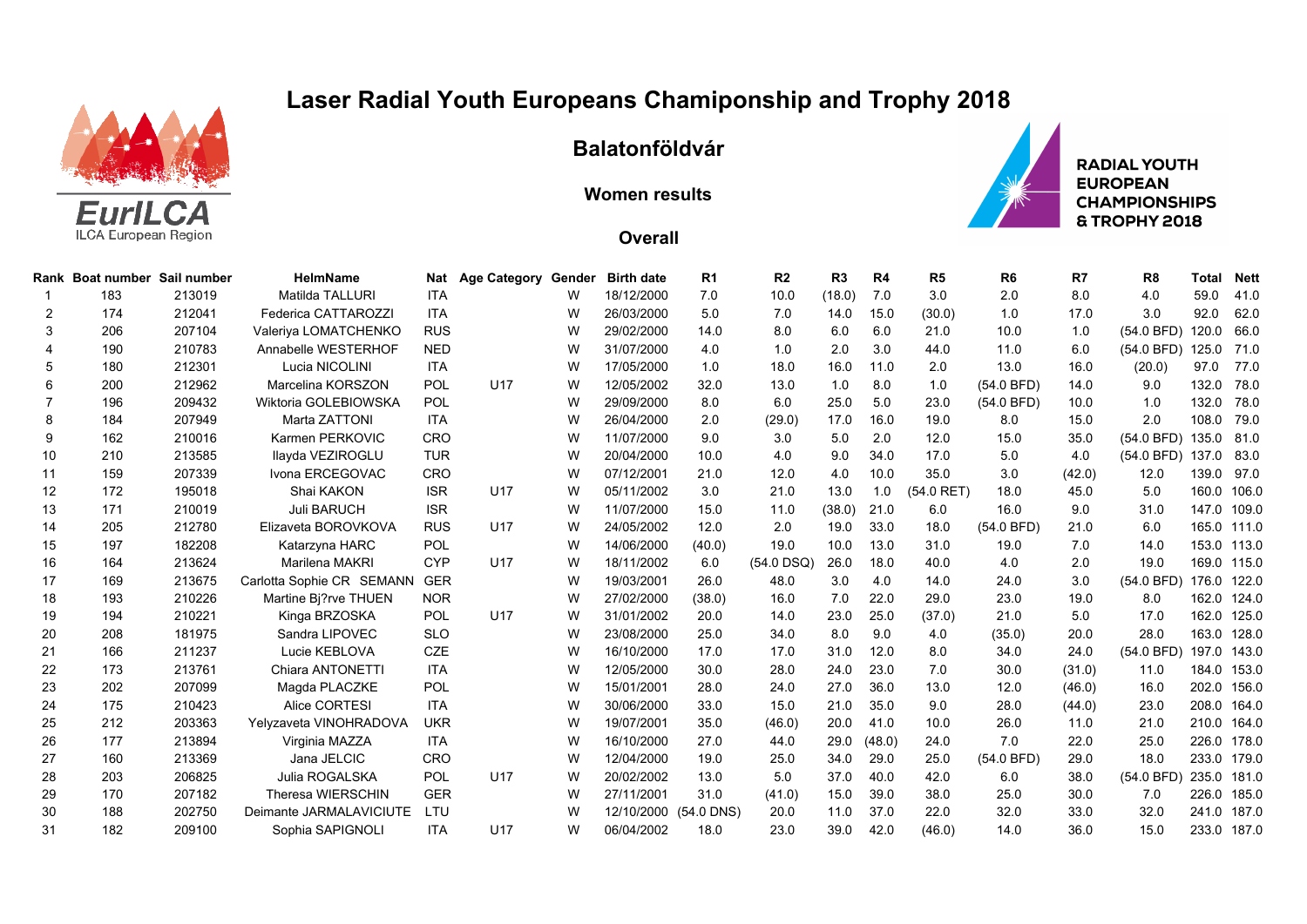# Laser Radial Youth Europeans Chamiponship and Trophy 2018

## Balatonföldvár

### Women results

### Overall

| Rank | Boat number | Sail number | HelmName | Nat | Age Category | Gender | Birth date | R1 | R2 | R3 | R4 | R5 | R6 | R7 | R8 | Total | Nett |
|---|---|---|---|---|---|---|---|---|---|---|---|---|---|---|---|---|---|
| 1 | 183 | 213019 | Matilda TALLURI | ITA | | W | 18/12/2000 | 7.0 | 10.0 | (18.0) | 7.0 | 3.0 | 2.0 | 8.0 | 4.0 | 59.0 | 41.0 |
| 2 | 174 | 212041 | Federica CATTAROZZI | ITA | | W | 26/03/2000 | 5.0 | 7.0 | 14.0 | 15.0 | (30.0) | 1.0 | 17.0 | 3.0 | 92.0 | 62.0 |
| 3 | 206 | 207104 | Valeriya LOMATCHENKO | RUS | | W | 29/02/2000 | 14.0 | 8.0 | 6.0 | 6.0 | 21.0 | 10.0 | 1.0 | (54.0 BFD) | 120.0 | 66.0 |
| 4 | 190 | 210783 | Annabelle WESTERHOF | NED | | W | 31/07/2000 | 4.0 | 1.0 | 2.0 | 3.0 | 44.0 | 11.0 | 6.0 | (54.0 BFD) | 125.0 | 71.0 |
| 5 | 180 | 212301 | Lucia NICOLINI | ITA | | W | 17/05/2000 | 1.0 | 18.0 | 16.0 | 11.0 | 2.0 | 13.0 | 16.0 | (20.0) | 97.0 | 77.0 |
| 6 | 200 | 212962 | Marcelina KORSZON | POL | U17 | W | 12/05/2002 | 32.0 | 13.0 | 1.0 | 8.0 | 1.0 | (54.0 BFD) | 14.0 | 9.0 | 132.0 | 78.0 |
| 7 | 196 | 209432 | Wiktoria GOLEBIOWSKA | POL | | W | 29/09/2000 | 8.0 | 6.0 | 25.0 | 5.0 | 23.0 | (54.0 BFD) | 10.0 | 1.0 | 132.0 | 78.0 |
| 8 | 184 | 207949 | Marta ZATTONI | ITA | | W | 26/04/2000 | 2.0 | (29.0) | 17.0 | 16.0 | 19.0 | 8.0 | 15.0 | 2.0 | 108.0 | 79.0 |
| 9 | 162 | 210016 | Karmen PERKOVIC | CRO | | W | 11/07/2000 | 9.0 | 3.0 | 5.0 | 2.0 | 12.0 | 15.0 | 35.0 | (54.0 BFD) | 135.0 | 81.0 |
| 10 | 210 | 213585 | Ilayda VEZIROGLU | TUR | | W | 20/04/2000 | 10.0 | 4.0 | 9.0 | 34.0 | 17.0 | 5.0 | 4.0 | (54.0 BFD) | 137.0 | 83.0 |
| 11 | 159 | 207339 | Ivona ERCEGOVAC | CRO | | W | 07/12/2001 | 21.0 | 12.0 | 4.0 | 10.0 | 35.0 | 3.0 | (42.0) | 12.0 | 139.0 | 97.0 |
| 12 | 172 | 195018 | Shai KAKON | ISR | U17 | W | 05/11/2002 | 3.0 | 21.0 | 13.0 | 1.0 | (54.0 RET) | 18.0 | 45.0 | 5.0 | 160.0 | 106.0 |
| 13 | 171 | 210019 | Juli BARUCH | ISR | | W | 11/07/2000 | 15.0 | 11.0 | (38.0) | 21.0 | 6.0 | 16.0 | 9.0 | 31.0 | 147.0 | 109.0 |
| 14 | 205 | 212780 | Elizaveta BOROVKOVA | RUS | U17 | W | 24/05/2002 | 12.0 | 2.0 | 19.0 | 33.0 | 18.0 | (54.0 BFD) | 21.0 | 6.0 | 165.0 | 111.0 |
| 15 | 197 | 182208 | Katarzyna HARC | POL | | W | 14/06/2000 | (40.0) | 19.0 | 10.0 | 13.0 | 31.0 | 19.0 | 7.0 | 14.0 | 153.0 | 113.0 |
| 16 | 164 | 213624 | Marilena MAKRI | CYP | U17 | W | 18/11/2002 | 6.0 | (54.0 DSQ) | 26.0 | 18.0 | 40.0 | 4.0 | 2.0 | 19.0 | 169.0 | 115.0 |
| 17 | 169 | 213675 | Carlotta Sophie CR SEMANN | GER | | W | 19/03/2001 | 26.0 | 48.0 | 3.0 | 4.0 | 14.0 | 24.0 | 3.0 | (54.0 BFD) | 176.0 | 122.0 |
| 18 | 193 | 210226 | Martine Bj?rve THUEN | NOR | | W | 27/02/2000 | (38.0) | 16.0 | 7.0 | 22.0 | 29.0 | 23.0 | 19.0 | 8.0 | 162.0 | 124.0 |
| 19 | 194 | 210221 | Kinga BRZOSKA | POL | U17 | W | 31/01/2002 | 20.0 | 14.0 | 23.0 | 25.0 | (37.0) | 21.0 | 5.0 | 17.0 | 162.0 | 125.0 |
| 20 | 208 | 181975 | Sandra LIPOVEC | SLO | | W | 23/08/2000 | 25.0 | 34.0 | 8.0 | 9.0 | 4.0 | (35.0) | 20.0 | 28.0 | 163.0 | 128.0 |
| 21 | 166 | 211237 | Lucie KEBLOVA | CZE | | W | 16/10/2000 | 17.0 | 17.0 | 31.0 | 12.0 | 8.0 | 34.0 | 24.0 | (54.0 BFD) | 197.0 | 143.0 |
| 22 | 173 | 213761 | Chiara ANTONETTI | ITA | | W | 12/05/2000 | 30.0 | 28.0 | 24.0 | 23.0 | 7.0 | 30.0 | (31.0) | 11.0 | 184.0 | 153.0 |
| 23 | 202 | 207099 | Magda PLACZKE | POL | | W | 15/01/2001 | 28.0 | 24.0 | 27.0 | 36.0 | 13.0 | 12.0 | (46.0) | 16.0 | 202.0 | 156.0 |
| 24 | 175 | 210423 | Alice CORTESI | ITA | | W | 30/06/2000 | 33.0 | 15.0 | 21.0 | 35.0 | 9.0 | 28.0 | (44.0) | 23.0 | 208.0 | 164.0 |
| 25 | 212 | 203363 | Yelyzaveta VINOHRADOVA | UKR | | W | 19/07/2001 | 35.0 | (46.0) | 20.0 | 41.0 | 10.0 | 26.0 | 11.0 | 21.0 | 210.0 | 164.0 |
| 26 | 177 | 213894 | Virginia MAZZA | ITA | | W | 16/10/2000 | 27.0 | 44.0 | 29.0 | (48.0) | 24.0 | 7.0 | 22.0 | 25.0 | 226.0 | 178.0 |
| 27 | 160 | 213369 | Jana JELCIC | CRO | | W | 12/04/2000 | 19.0 | 25.0 | 34.0 | 29.0 | 25.0 | (54.0 BFD) | 29.0 | 18.0 | 233.0 | 179.0 |
| 28 | 203 | 206825 | Julia ROGALSKA | POL | U17 | W | 20/02/2002 | 13.0 | 5.0 | 37.0 | 40.0 | 42.0 | 6.0 | 38.0 | (54.0 BFD) | 235.0 | 181.0 |
| 29 | 170 | 207182 | Theresa WIERSCHIN | GER | | W | 27/11/2001 | 31.0 | (41.0) | 15.0 | 39.0 | 38.0 | 25.0 | 30.0 | 7.0 | 226.0 | 185.0 |
| 30 | 188 | 202750 | Deimante JARMALAVICIUTE | LTU | | W | 12/10/2000 | (54.0 DNS) | 20.0 | 11.0 | 37.0 | 22.0 | 32.0 | 33.0 | 32.0 | 241.0 | 187.0 |
| 31 | 182 | 209100 | Sophia SAPIGNOLI | ITA | U17 | W | 06/04/2002 | 18.0 | 23.0 | 39.0 | 42.0 | (46.0) | 14.0 | 36.0 | 15.0 | 233.0 | 187.0 |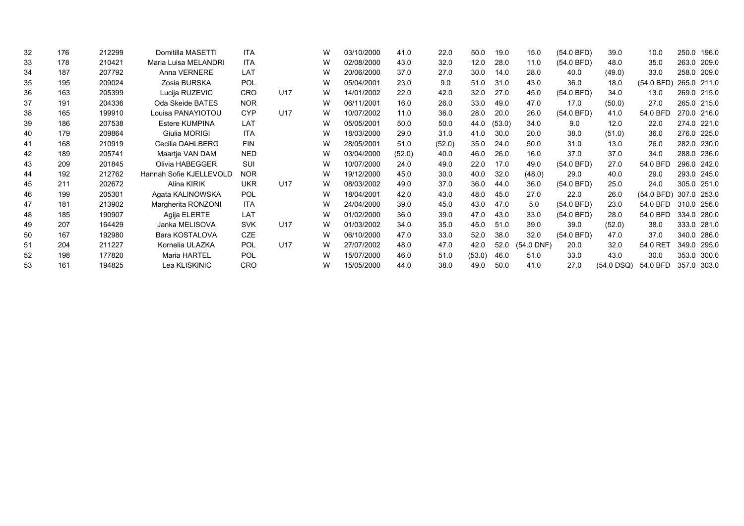| | | | | | | | | | | | | | | | | | | | |
|---|---|---|---|---|---|---|---|---|---|---|---|---|---|---|---|---|---|---|---|
| 32 | 176 | 212299 | Domitilla MASETTI | ITA | | W | 03/10/2000 | 41.0 | 22.0 | 50.0 | 19.0 | 15.0 | (54.0 BFD) | 39.0 | 10.0 | 250.0 | 196.0 |
| 33 | 178 | 210421 | Maria Luisa MELANDRI | ITA | | W | 02/08/2000 | 43.0 | 32.0 | 12.0 | 28.0 | 11.0 | (54.0 BFD) | 48.0 | 35.0 | 263.0 | 209.0 |
| 34 | 187 | 207792 | Anna VERNERE | LAT | | W | 20/06/2000 | 37.0 | 27.0 | 30.0 | 14.0 | 28.0 | 40.0 | (49.0) | 33.0 | 258.0 | 209.0 |
| 35 | 195 | 209024 | Zosia BURSKA | POL | | W | 05/04/2001 | 23.0 | 9.0 | 51.0 | 31.0 | 43.0 | 36.0 | 18.0 | (54.0 BFD) | 265.0 | 211.0 |
| 36 | 163 | 205399 | Lucija RUZEVIC | CRO | U17 | W | 14/01/2002 | 22.0 | 42.0 | 32.0 | 27.0 | 45.0 | (54.0 BFD) | 34.0 | 13.0 | 269.0 | 215.0 |
| 37 | 191 | 204336 | Oda Skeide BATES | NOR | | W | 06/11/2001 | 16.0 | 26.0 | 33.0 | 49.0 | 47.0 | 17.0 | (50.0) | 27.0 | 265.0 | 215.0 |
| 38 | 165 | 199910 | Louisa PANAYIOTOU | CYP | U17 | W | 10/07/2002 | 11.0 | 36.0 | 28.0 | 20.0 | 26.0 | (54.0 BFD) | 41.0 | 54.0 BFD | 270.0 | 216.0 |
| 39 | 186 | 207538 | Estere KUMPINA | LAT | | W | 05/05/2001 | 50.0 | 50.0 | 44.0 | (53.0) | 34.0 | 9.0 | 12.0 | 22.0 | 274.0 | 221.0 |
| 40 | 179 | 209864 | Giulia MORIGI | ITA | | W | 18/03/2000 | 29.0 | 31.0 | 41.0 | 30.0 | 20.0 | 38.0 | (51.0) | 36.0 | 276.0 | 225.0 |
| 41 | 168 | 210919 | Cecilia DAHLBERG | FIN | | W | 28/05/2001 | 51.0 | (52.0) | 35.0 | 24.0 | 50.0 | 31.0 | 13.0 | 26.0 | 282.0 | 230.0 |
| 42 | 189 | 205741 | Maartje VAN DAM | NED | | W | 03/04/2000 | (52.0) | 40.0 | 46.0 | 26.0 | 16.0 | 37.0 | 37.0 | 34.0 | 288.0 | 236.0 |
| 43 | 209 | 201845 | Olivia HABEGGER | SUI | | W | 10/07/2000 | 24.0 | 49.0 | 22.0 | 17.0 | 49.0 | (54.0 BFD) | 27.0 | 54.0 BFD | 296.0 | 242.0 |
| 44 | 192 | 212762 | Hannah Sofie KJELLEVOLD | NOR | | W | 19/12/2000 | 45.0 | 30.0 | 40.0 | 32.0 | (48.0) | 29.0 | 40.0 | 29.0 | 293.0 | 245.0 |
| 45 | 211 | 202672 | Alina KIRIK | UKR | U17 | W | 08/03/2002 | 49.0 | 37.0 | 36.0 | 44.0 | 36.0 | (54.0 BFD) | 25.0 | 24.0 | 305.0 | 251.0 |
| 46 | 199 | 205301 | Agata KALINOWSKA | POL | | W | 18/04/2001 | 42.0 | 43.0 | 48.0 | 45.0 | 27.0 | 22.0 | 26.0 | (54.0 BFD) | 307.0 | 253.0 |
| 47 | 181 | 213902 | Margherita RONZONI | ITA | | W | 24/04/2000 | 39.0 | 45.0 | 43.0 | 47.0 | 5.0 | (54.0 BFD) | 23.0 | 54.0 BFD | 310.0 | 256.0 |
| 48 | 185 | 190907 | Agija ELERTE | LAT | | W | 01/02/2000 | 36.0 | 39.0 | 47.0 | 43.0 | 33.0 | (54.0 BFD) | 28.0 | 54.0 BFD | 334.0 | 280.0 |
| 49 | 207 | 164429 | Janka MELISOVA | SVK | U17 | W | 01/03/2002 | 34.0 | 35.0 | 45.0 | 51.0 | 39.0 | 39.0 | (52.0) | 38.0 | 333.0 | 281.0 |
| 50 | 167 | 192980 | Bara KOSTALOVA | CZE | | W | 06/10/2000 | 47.0 | 33.0 | 52.0 | 38.0 | 32.0 | (54.0 BFD) | 47.0 | 37.0 | 340.0 | 286.0 |
| 51 | 204 | 211227 | Kornelia ULAZKA | POL | U17 | W | 27/07/2002 | 48.0 | 47.0 | 42.0 | 52.0 | (54.0 DNF) | 20.0 | 32.0 | 54.0 RET | 349.0 | 295.0 |
| 52 | 198 | 177820 | Maria HARTEL | POL | | W | 15/07/2000 | 46.0 | 51.0 | (53.0) | 46.0 | 51.0 | 33.0 | 43.0 | 30.0 | 353.0 | 300.0 |
| 53 | 161 | 194825 | Lea KLISKINIC | CRO | | W | 15/05/2000 | 44.0 | 38.0 | 49.0 | 50.0 | 41.0 | 27.0 | (54.0 DSQ) | 54.0 BFD | 357.0 | 303.0 |